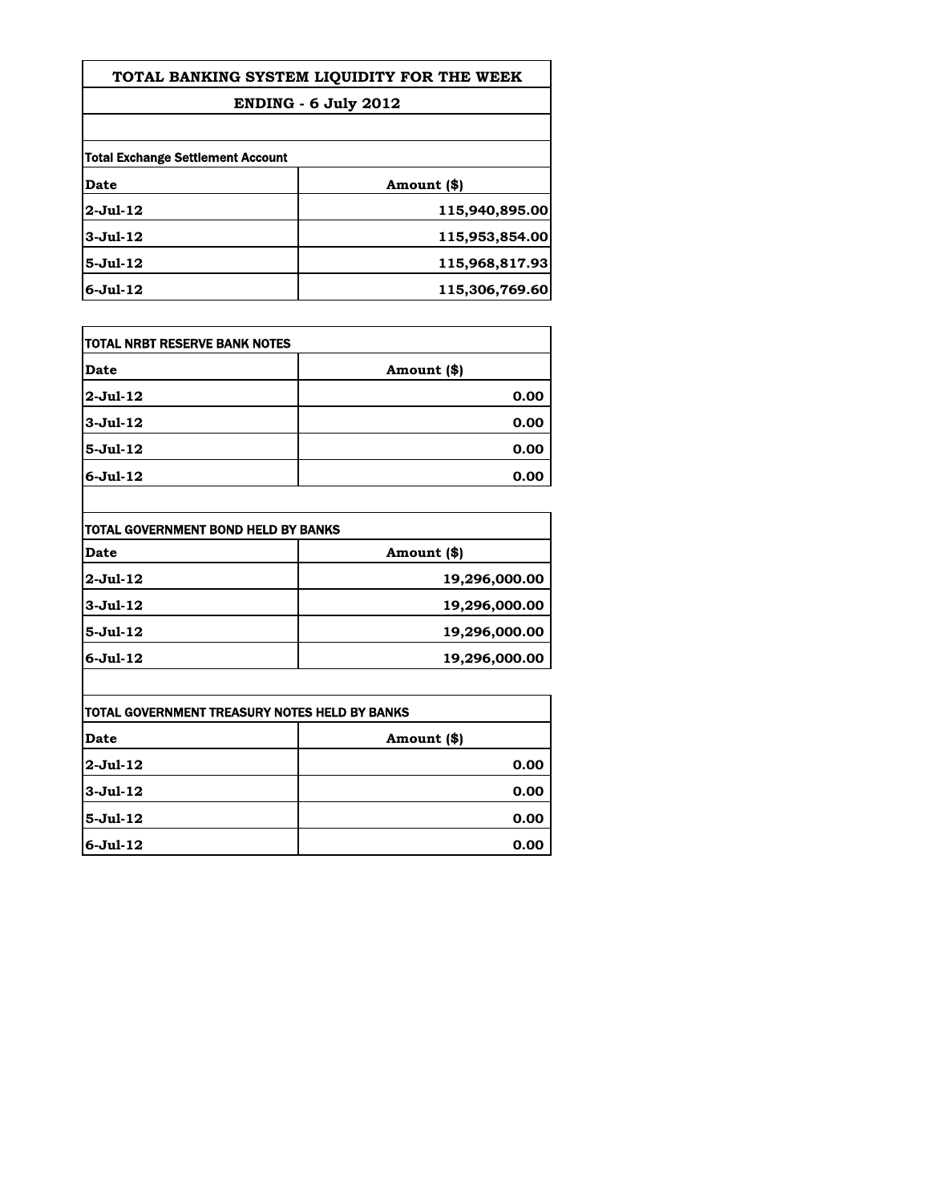# TOTAL BANKING SYSTEM LIQUIDITY FOR THE WEEK

## ENDING - 6 July 2012

**Total Exchange Settlement Account**

| Date | Amount ($) |
|---|---|
| 2-Jul-12 | 115,940,895.00 |
| 3-Jul-12 | 115,953,854.00 |
| 5-Jul-12 | 115,968,817.93 |
| 6-Jul-12 | 115,306,769.60 |

**TOTAL NRBT RESERVE BANK NOTES**

| Date | Amount ($) |
|---|---|
| 2-Jul-12 | 0.00 |
| 3-Jul-12 | 0.00 |
| 5-Jul-12 | 0.00 |
| 6-Jul-12 | 0.00 |

**TOTAL GOVERNMENT BOND HELD BY BANKS**

| Date | Amount ($) |
|---|---|
| 2-Jul-12 | 19,296,000.00 |
| 3-Jul-12 | 19,296,000.00 |
| 5-Jul-12 | 19,296,000.00 |
| 6-Jul-12 | 19,296,000.00 |

**TOTAL GOVERNMENT TREASURY NOTES HELD BY BANKS**

| Date | Amount ($) |
|---|---|
| 2-Jul-12 | 0.00 |
| 3-Jul-12 | 0.00 |
| 5-Jul-12 | 0.00 |
| 6-Jul-12 | 0.00 |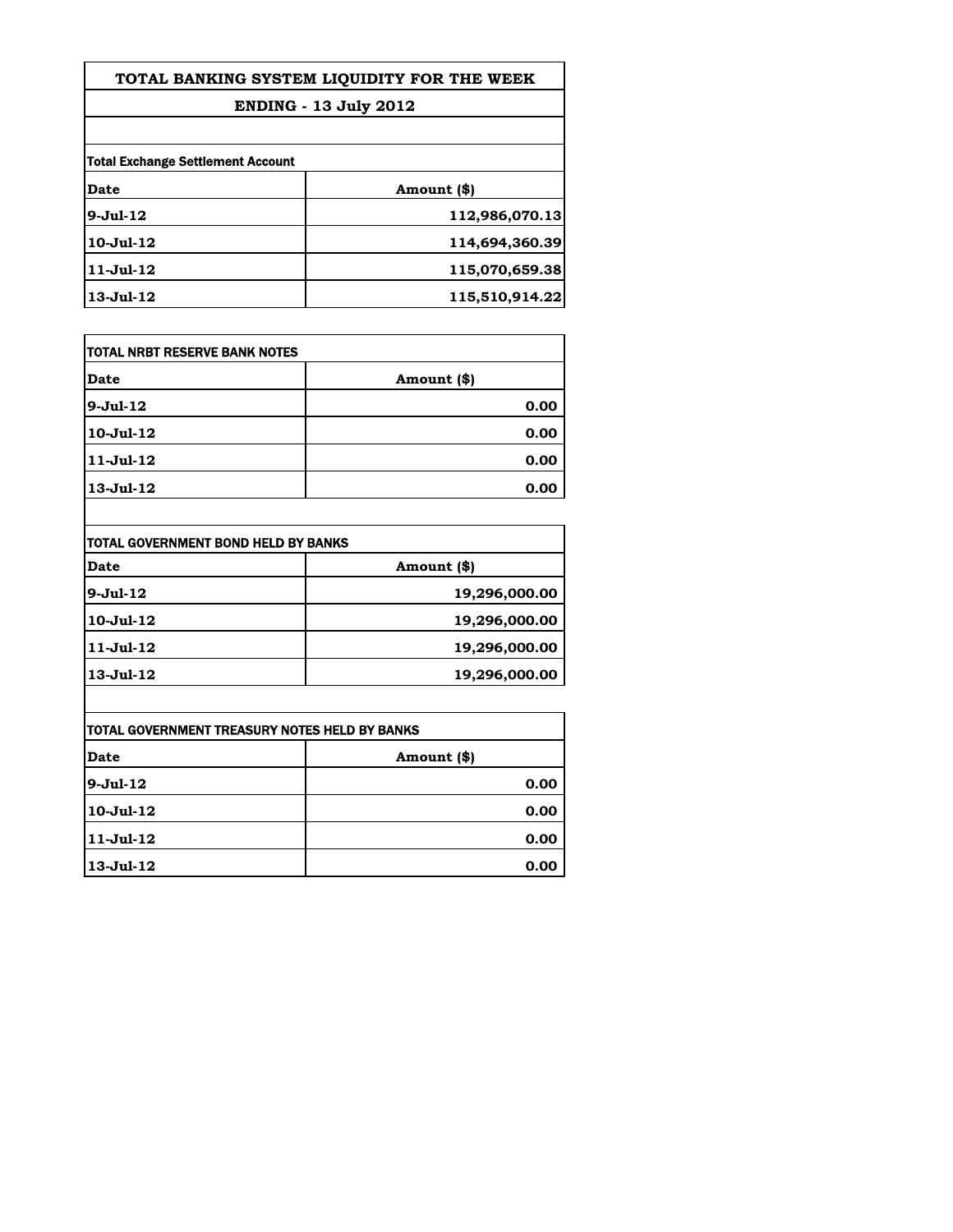# TOTAL BANKING SYSTEM LIQUIDITY FOR THE WEEK

## ENDING - 13 July 2012

| Total Exchange Settlement Account | |
|---|---|
| **Date** | **Amount ($)** |
| 9-Jul-12 | 112,986,070.13 |
| 10-Jul-12 | 114,694,360.39 |
| 11-Jul-12 | 115,070,659.38 |
| 13-Jul-12 | 115,510,914.22 |

| TOTAL NRBT RESERVE BANK NOTES | |
|---|---|
| **Date** | **Amount ($)** |
| 9-Jul-12 | 0.00 |
| 10-Jul-12 | 0.00 |
| 11-Jul-12 | 0.00 |
| 13-Jul-12 | 0.00 |

| TOTAL GOVERNMENT BOND HELD BY BANKS | |
|---|---|
| **Date** | **Amount ($)** |
| 9-Jul-12 | 19,296,000.00 |
| 10-Jul-12 | 19,296,000.00 |
| 11-Jul-12 | 19,296,000.00 |
| 13-Jul-12 | 19,296,000.00 |

| TOTAL GOVERNMENT TREASURY NOTES HELD BY BANKS | |
|---|---|
| **Date** | **Amount ($)** |
| 9-Jul-12 | 0.00 |
| 10-Jul-12 | 0.00 |
| 11-Jul-12 | 0.00 |
| 13-Jul-12 | 0.00 |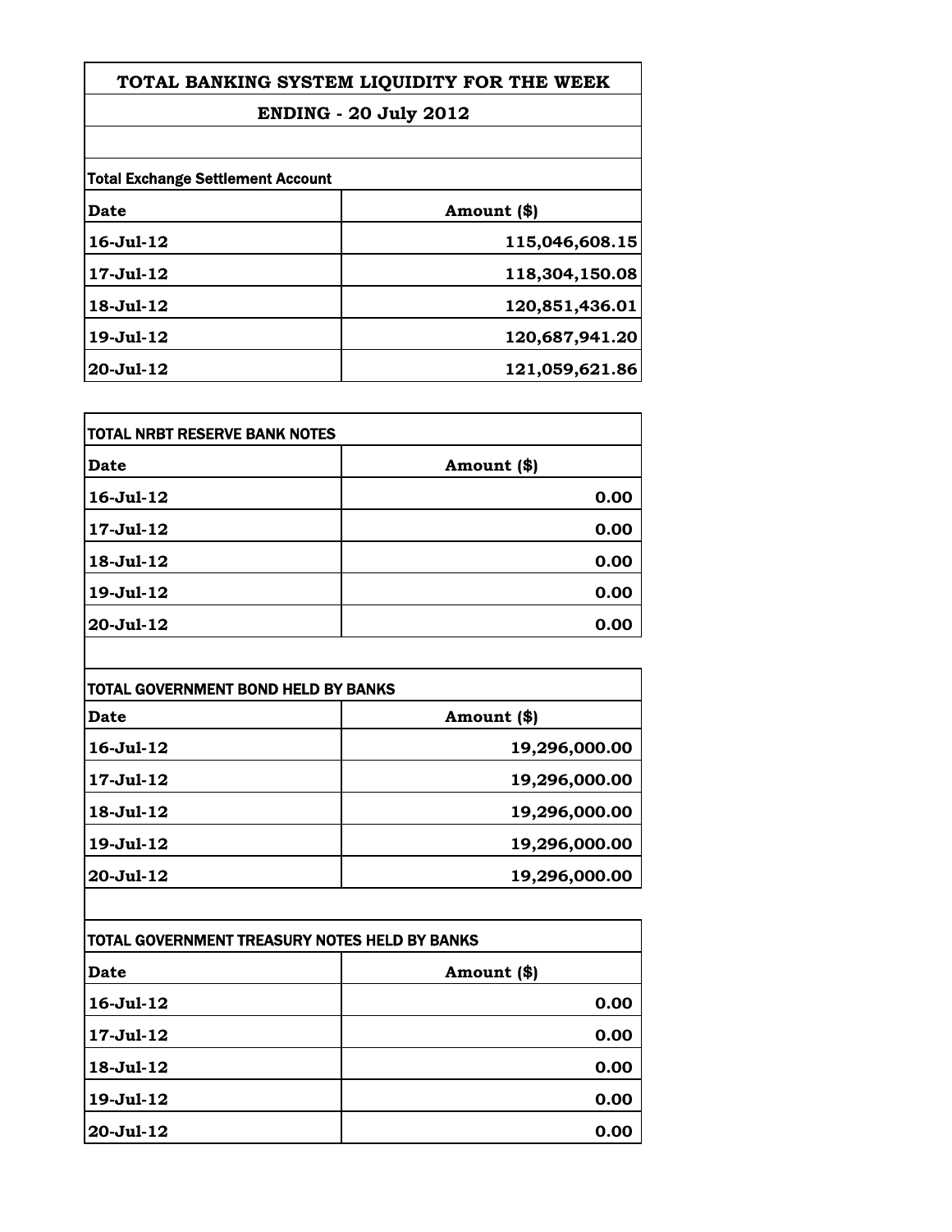# TOTAL BANKING SYSTEM LIQUIDITY FOR THE WEEK

## ENDING - 20 July 2012

**Total Exchange Settlement Account**

| Date | Amount ($) |
|---|---|
| 16-Jul-12 | 115,046,608.15 |
| 17-Jul-12 | 118,304,150.08 |
| 18-Jul-12 | 120,851,436.01 |
| 19-Jul-12 | 120,687,941.20 |
| 20-Jul-12 | 121,059,621.86 |

**TOTAL NRBT RESERVE BANK NOTES**

| Date | Amount ($) |
|---|---|
| 16-Jul-12 | 0.00 |
| 17-Jul-12 | 0.00 |
| 18-Jul-12 | 0.00 |
| 19-Jul-12 | 0.00 |
| 20-Jul-12 | 0.00 |

**TOTAL GOVERNMENT BOND HELD BY BANKS**

| Date | Amount ($) |
|---|---|
| 16-Jul-12 | 19,296,000.00 |
| 17-Jul-12 | 19,296,000.00 |
| 18-Jul-12 | 19,296,000.00 |
| 19-Jul-12 | 19,296,000.00 |
| 20-Jul-12 | 19,296,000.00 |

**TOTAL GOVERNMENT TREASURY NOTES HELD BY BANKS**

| Date | Amount ($) |
|---|---|
| 16-Jul-12 | 0.00 |
| 17-Jul-12 | 0.00 |
| 18-Jul-12 | 0.00 |
| 19-Jul-12 | 0.00 |
| 20-Jul-12 | 0.00 |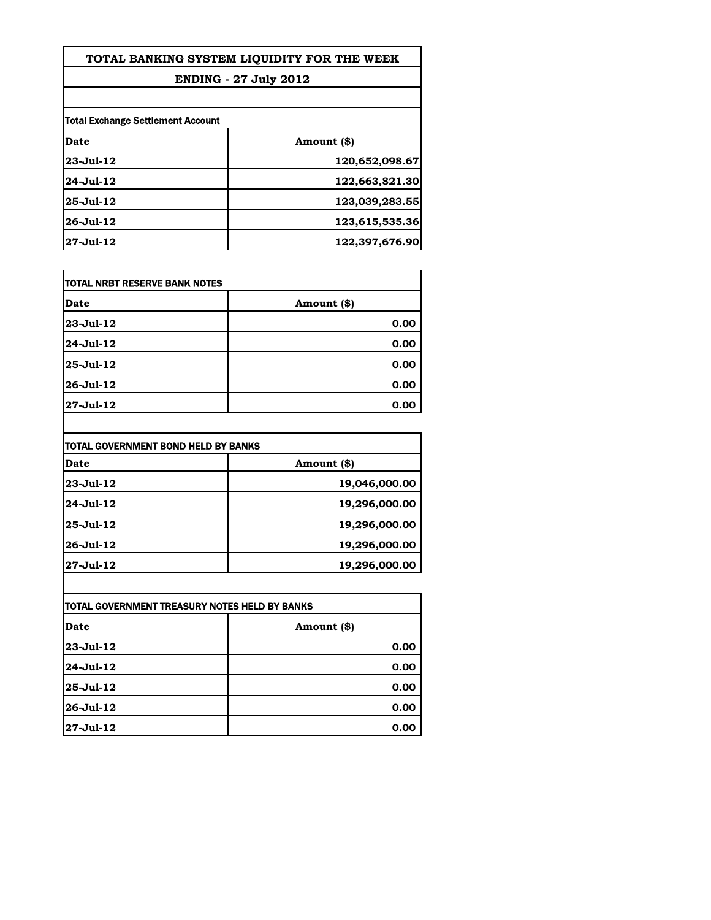# TOTAL BANKING SYSTEM LIQUIDITY FOR THE WEEK

## ENDING - 27 July 2012

**Total Exchange Settlement Account**

| Date | Amount ($) |
|---|---|
| 23-Jul-12 | 120,652,098.67 |
| 24-Jul-12 | 122,663,821.30 |
| 25-Jul-12 | 123,039,283.55 |
| 26-Jul-12 | 123,615,535.36 |
| 27-Jul-12 | 122,397,676.90 |

**TOTAL NRBT RESERVE BANK NOTES**

| Date | Amount ($) |
|---|---|
| 23-Jul-12 | 0.00 |
| 24-Jul-12 | 0.00 |
| 25-Jul-12 | 0.00 |
| 26-Jul-12 | 0.00 |
| 27-Jul-12 | 0.00 |

**TOTAL GOVERNMENT BOND HELD BY BANKS**

| Date | Amount ($) |
|---|---|
| 23-Jul-12 | 19,046,000.00 |
| 24-Jul-12 | 19,296,000.00 |
| 25-Jul-12 | 19,296,000.00 |
| 26-Jul-12 | 19,296,000.00 |
| 27-Jul-12 | 19,296,000.00 |

**TOTAL GOVERNMENT TREASURY NOTES HELD BY BANKS**

| Date | Amount ($) |
|---|---|
| 23-Jul-12 | 0.00 |
| 24-Jul-12 | 0.00 |
| 25-Jul-12 | 0.00 |
| 26-Jul-12 | 0.00 |
| 27-Jul-12 | 0.00 |